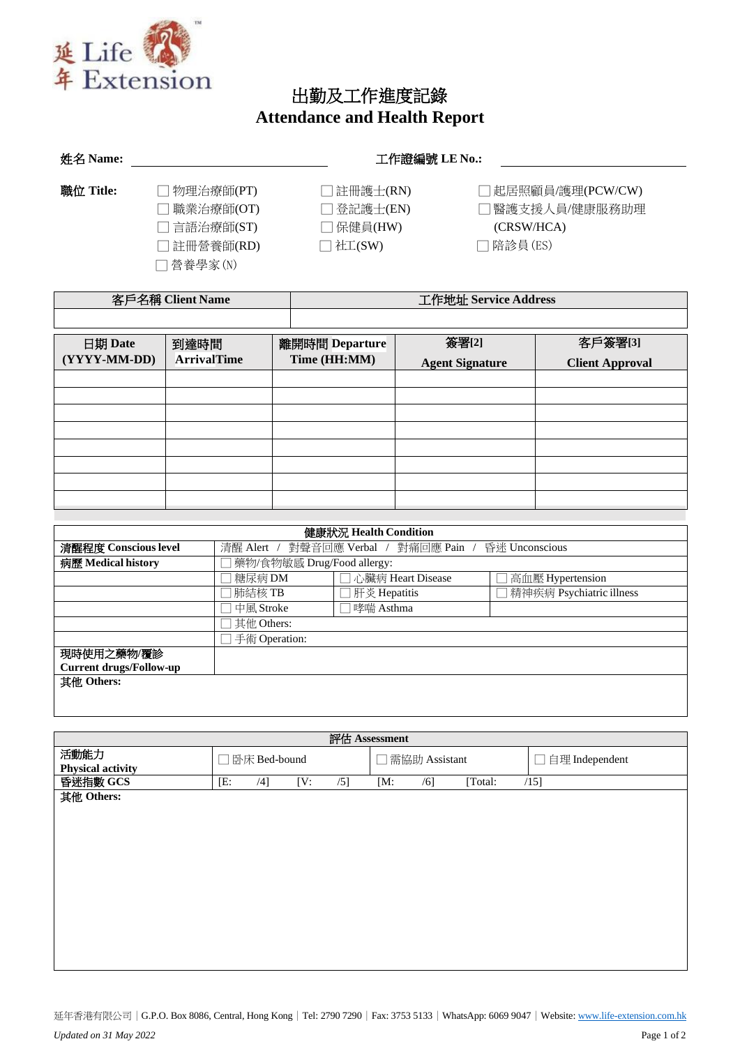延年 Life Extension

# 出勤及工作進度記錄
# Attendance and Health Report

**姓名 Name:** ______________________ **工作證編號 LE No.:** ______________________

**職位 Title:**

☐ 物理治療師(PT)
☐ 職業治療師(OT)
☐ 言語治療師(ST)
☐ 註冊營養師(RD)
☐ 營養學家 (N)
☐ 註冊護士(RN)
☐ 登記護士(EN)
☐ 保健員(HW)
☐ 社工(SW)
☐ 起居照顧員/護理(PCW/CW)
☐ 醫護支援人員/健康服務助理 (CRSW/HCA)
☐ 陪診員 (ES)

| 客戶名稱 Client Name | 工作地址 Service Address |
|---|---|
| | |

| 日期 Date (YYYY-MM-DD) | 到達時間 ArrivalTime | 離開時間 Departure Time (HH:MM) | 簽署[2] Agent Signature | 客戶簽署[3] Client Approval |
|---|---|---|---|---|
| | | | | |
| | | | | |
| | | | | |
| | | | | |
| | | | | |
| | | | | |
| | | | | |
| | | | | |

| 健康狀況 Health Condition | | | |
|---|---|---|---|
| **清醒程度 Conscious level** | 清醒 Alert / 對聲音回應 Verbal / 對痛回應 Pain / 昏迷 Unconscious | | |
| **病歷 Medical history** | ☐ 藥物/食物敏感 Drug/Food allergy: | | |
| | ☐ 糖尿病 DM | ☐ 心臟病 Heart Disease | ☐ 高血壓 Hypertension |
| | ☐ 肺結核 TB | ☐ 肝炎 Hepatitis | ☐ 精神疾病 Psychiatric illness |
| | ☐ 中風 Stroke | ☐ 哮喘 Asthma | |
| | ☐ 其他 Others: | | |
| | ☐ 手術 Operation: | | |
| **現時使用之藥物/覆診 Current drugs/Follow-up** | | | |
| **其他 Others:** | | | |

| 評估 Assessment | | | |
|---|---|---|---|
| **活動能力 Physical activity** | ☐ 卧床 Bed-bound | ☐ 需協助 Assistant | ☐ 自理 Independent |
| **昏迷指數 GCS** | [E: /4] [V: /5] | [M: /6] [Total: /15] | |
| **其他 Others:** | | | |

延年香港有限公司 | G.P.O. Box 8086, Central, Hong Kong | Tel: 2790 7290 | Fax: 3753 5133 | WhatsApp: 6069 9047 | Website: www.life-extension.com.hk

*Updated on 31 May 2022*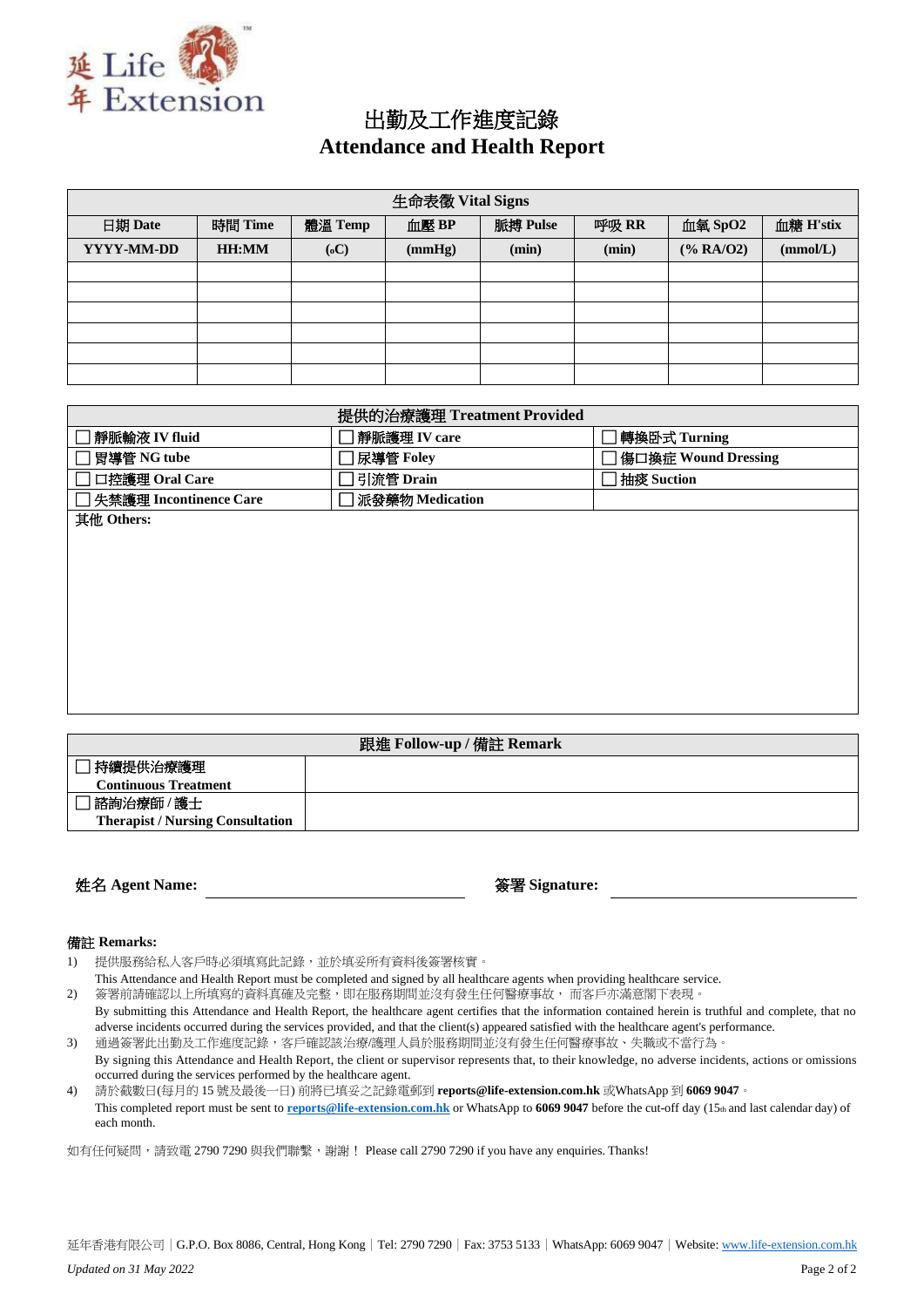# 出勤及工作進度記錄
# Attendance and Health Report

| 生命表徵 Vital Signs | | | | | | | |
|---|---|---|---|---|---|---|---|
| 日期 Date | 時間 Time | 體溫 Temp | 血壓 BP | 脈搏 Pulse | 呼吸 RR | 血氧 SpO2 | 血糖 H'stix |
| YYYY-MM-DD | HH:MM | (oC) | (mmHg) | (min) | (min) | (% RA/O2) | (mmol/L) |
| | | | | | | | |
| | | | | | | | |
| | | | | | | | |
| | | | | | | | |
| | | | | | | | |
| | | | | | | | |

| 提供的治療護理 Treatment Provided | | |
|---|---|---|
| ☐ 靜脈輸液 IV fluid | ☐ 靜脈護理 IV care | ☐ 轉換卧式 Turning |
| ☐ 胃導管 NG tube | ☐ 尿導管 Foley | ☐ 傷口換症 Wound Dressing |
| ☐ 口腔護理 Oral Care | ☐ 引流管 Drain | ☐ 抽痰 Suction |
| ☐ 失禁護理 Incontinence Care | ☐ 派發藥物 Medication | |
| 其他 Others: | | |

| 跟進 Follow-up / 備註 Remark | |
|---|---|
| ☐ 持續提供治療護理 Continuous Treatment | |
| ☐ 諮詢治療師 / 護士 Therapist / Nursing Consultation | |

姓名 Agent Name: ____________________ 簽署 Signature: ____________________

**備註 Remarks:**

1) 提供服務給私人客戶時必須填寫此記錄，並於填妥所有資料後簽署核實。
   This Attendance and Health Report must be completed and signed by all healthcare agents when providing healthcare service.
2) 簽署前請確認以上所填寫的資料真確及完整，即在服務期間並沒有發生任何醫療事故， 而客戶亦滿意閣下表現。
   By submitting this Attendance and Health Report, the healthcare agent certifies that the information contained herein is truthful and complete, that no adverse incidents occurred during the services provided, and that the client(s) appeared satisfied with the healthcare agent's performance.
3) 通過簽署此出勤及工作進度記錄，客戶確認該治療/護理人員於服務期間並沒有發生任何醫療事故、失職或不當行為。
   By signing this Attendance and Health Report, the client or supervisor represents that, to their knowledge, no adverse incidents, actions or omissions occurred during the services performed by the healthcare agent.
4) 請於截數日(每月的 15 號及最後一日) 前將已填妥之記錄電郵到 **reports@life-extension.com.hk** 或WhatsApp 到 **6069 9047**。
   This completed report must be sent to **reports@life-extension.com.hk** or WhatsApp to **6069 9047** before the cut-off day (15th and last calendar day) of each month.

如有任何疑問，請致電 2790 7290 與我們聯繫，謝謝！ Please call 2790 7290 if you have any enquiries. Thanks!

延年香港有限公司 | G.P.O. Box 8086, Central, Hong Kong | Tel: 2790 7290 | Fax: 3753 5133 | WhatsApp: 6069 9047 | Website: www.life-extension.com.hk

*Updated on 31 May 2022*